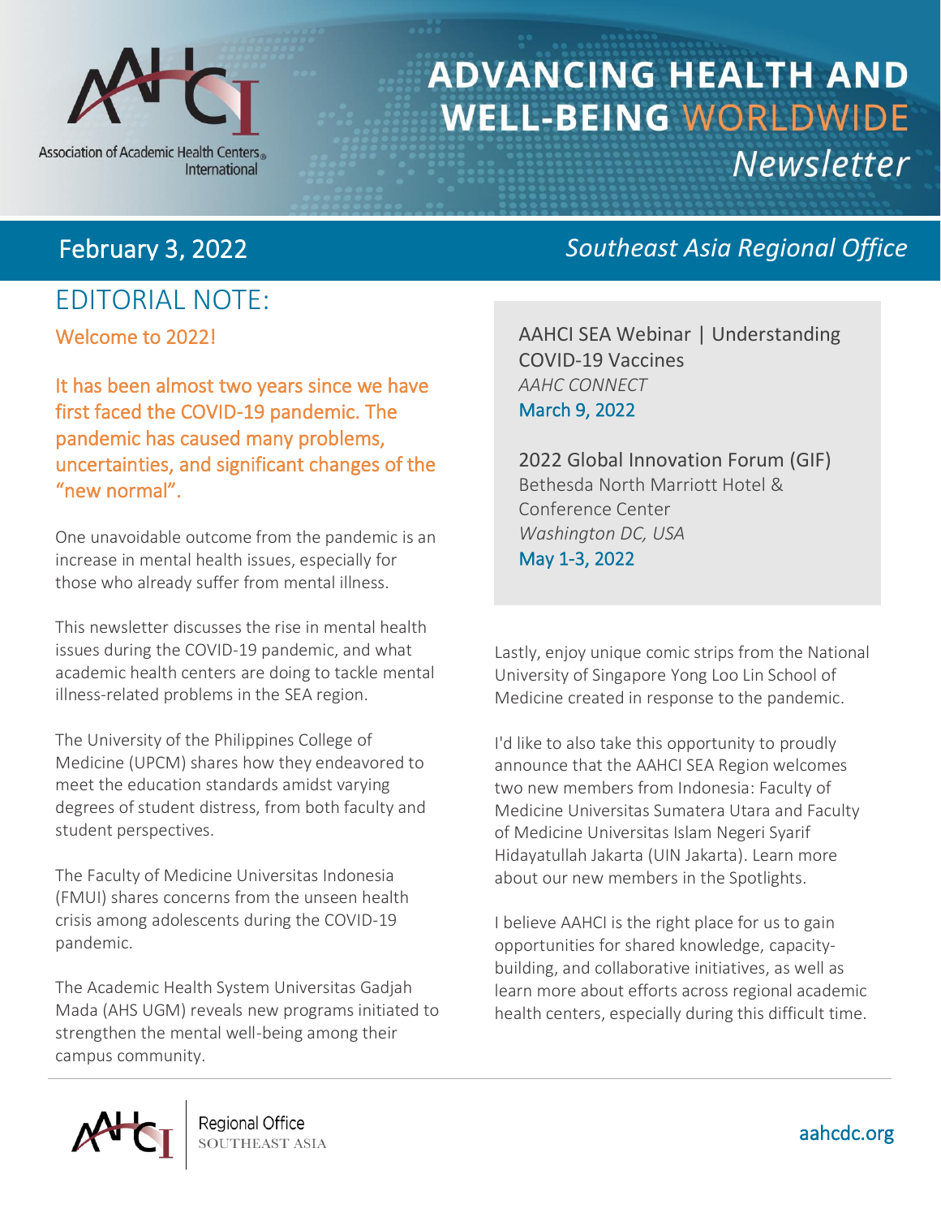# ADVANCING HEALTH AND WELL-BEING WORLDWIDE *Newsletter*

Association of Academic Health Centers International

**February 3, 2022** — *Southeast Asia Regional Office*

## EDITORIAL NOTE:

### Welcome to 2022!

It has been almost two years since we have first faced the COVID-19 pandemic. The pandemic has caused many problems, uncertainties, and significant changes of the "new normal".

One unavoidable outcome from the pandemic is an increase in mental health issues, especially for those who already suffer from mental illness.

This newsletter discusses the rise in mental health issues during the COVID-19 pandemic, and what academic health centers are doing to tackle mental illness-related problems in the SEA region.

The University of the Philippines College of Medicine (UPCM) shares how they endeavored to meet the education standards amidst varying degrees of student distress, from both faculty and student perspectives.

The Faculty of Medicine Universitas Indonesia (FMUI) shares concerns from the unseen health crisis among adolescents during the COVID-19 pandemic.

The Academic Health System Universitas Gadjah Mada (AHS UGM) reveals new programs initiated to strengthen the mental well-being among their campus community.

Lastly, enjoy unique comic strips from the National University of Singapore Yong Loo Lin School of Medicine created in response to the pandemic.

I'd like to also take this opportunity to proudly announce that the AAHCI SEA Region welcomes two new members from Indonesia: Faculty of Medicine Universitas Sumatera Utara and Faculty of Medicine Universitas Islam Negeri Syarif Hidayatullah Jakarta (UIN Jakarta). Learn more about our new members in the Spotlights.

I believe AAHCI is the right place for us to gain opportunities for shared knowledge, capacity-building, and collaborative initiatives, as well as learn more about efforts across regional academic health centers, especially during this difficult time.

---

AAHCI SEA Webinar | Understanding COVID-19 Vaccines
*AAHC CONNECT*
March 9, 2022

2022 Global Innovation Forum (GIF)
Bethesda North Marriott Hotel & Conference Center
*Washington DC, USA*
May 1-3, 2022

---

Regional Office SOUTHEAST ASIA

aahcdc.org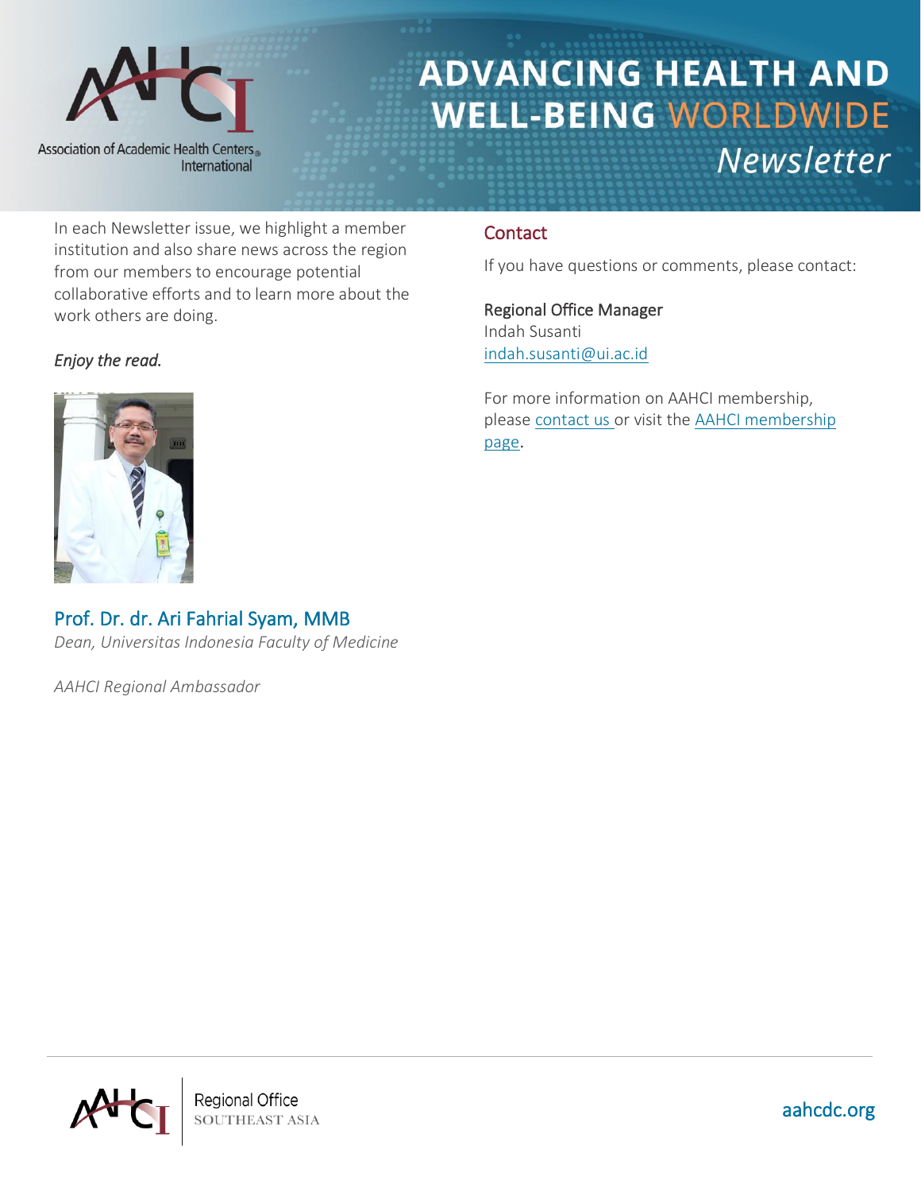In each Newsletter issue, we highlight a member institution and also share news across the region from our members to encourage potential collaborative efforts and to learn more about the work others are doing.

*Enjoy the read.*

## Prof. Dr. dr. Ari Fahrial Syam, MMB

*Dean, Universitas Indonesia Faculty of Medicine*

*AAHCI Regional Ambassador*

## Contact

If you have questions or comments, please contact:

Regional Office Manager
Indah Susanti
indah.susanti@ui.ac.id

For more information on AAHCI membership, please contact us or visit the AAHCI membership page.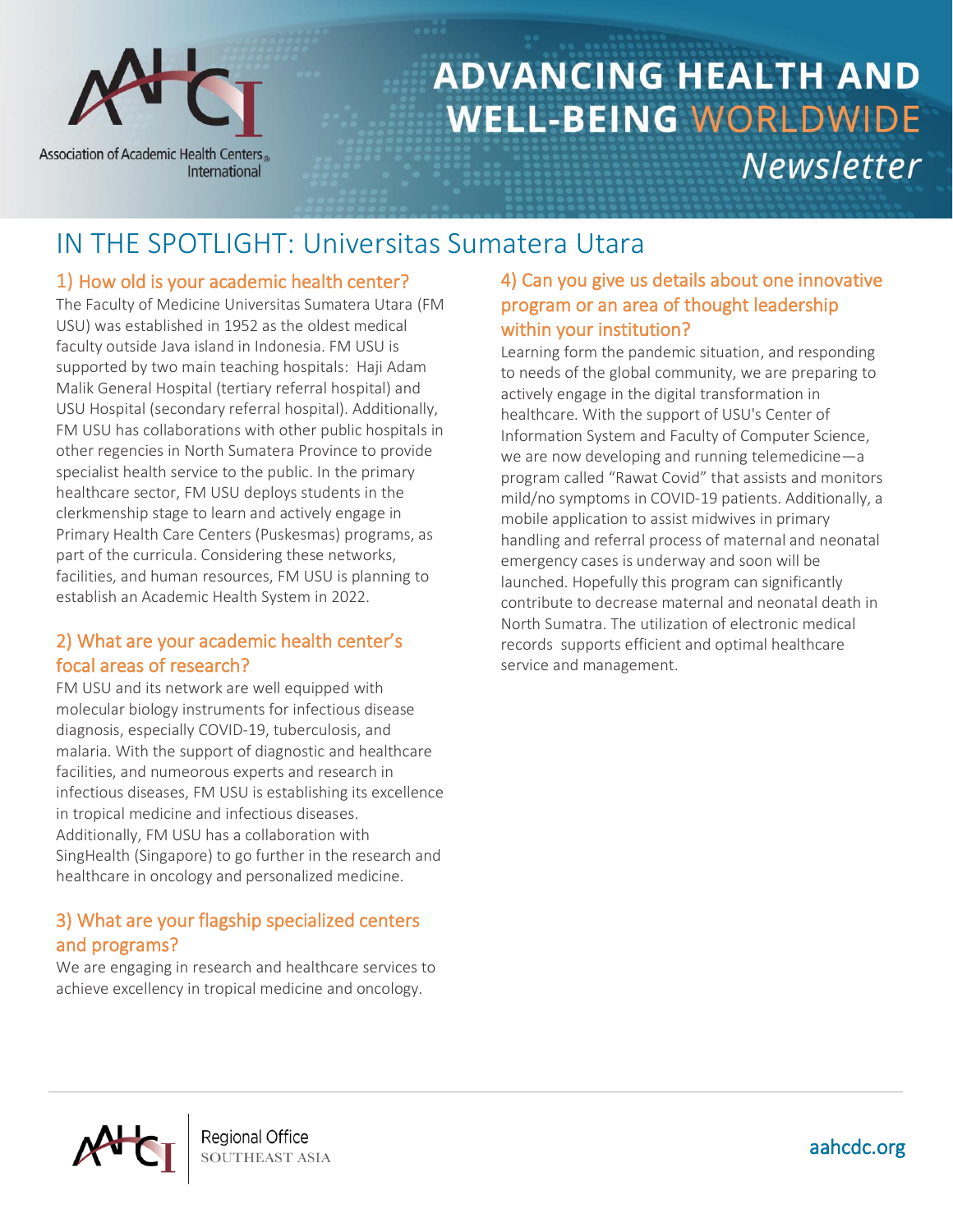# IN THE SPOTLIGHT: Universitas Sumatera Utara

## 1) How old is your academic health center?

The Faculty of Medicine Universitas Sumatera Utara (FM USU) was established in 1952 as the oldest medical faculty outside Java island in Indonesia. FM USU is supported by two main teaching hospitals: Haji Adam Malik General Hospital (tertiary referral hospital) and USU Hospital (secondary referral hospital). Additionally, FM USU has collaborations with other public hospitals in other regencies in North Sumatera Province to provide specialist health service to the public. In the primary healthcare sector, FM USU deploys students in the clerkmenship stage to learn and actively engage in Primary Health Care Centers (Puskesmas) programs, as part of the curricula. Considering these networks, facilities, and human resources, FM USU is planning to establish an Academic Health System in 2022.

## 2) What are your academic health center's focal areas of research?

FM USU and its network are well equipped with molecular biology instruments for infectious disease diagnosis, especially COVID-19, tuberculosis, and malaria. With the support of diagnostic and healthcare facilities, and numeorous experts and research in infectious diseases, FM USU is establishing its excellence in tropical medicine and infectious diseases. Additionally, FM USU has a collaboration with SingHealth (Singapore) to go further in the research and healthcare in oncology and personalized medicine.

## 3) What are your flagship specialized centers and programs?

We are engaging in research and healthcare services to achieve excellency in tropical medicine and oncology.

## 4) Can you give us details about one innovative program or an area of thought leadership within your institution?

Learning form the pandemic situation, and responding to needs of the global community, we are preparing to actively engage in the digital transformation in healthcare. With the support of USU's Center of Information System and Faculty of Computer Science, we are now developing and running telemedicine—a program called "Rawat Covid" that assists and monitors mild/no symptoms in COVID-19 patients. Additionally, a mobile application to assist midwives in primary handling and referral process of maternal and neonatal emergency cases is underway and soon will be launched. Hopefully this program can significantly contribute to decrease maternal and neonatal death in North Sumatra. The utilization of electronic medical records supports efficient and optimal healthcare service and management.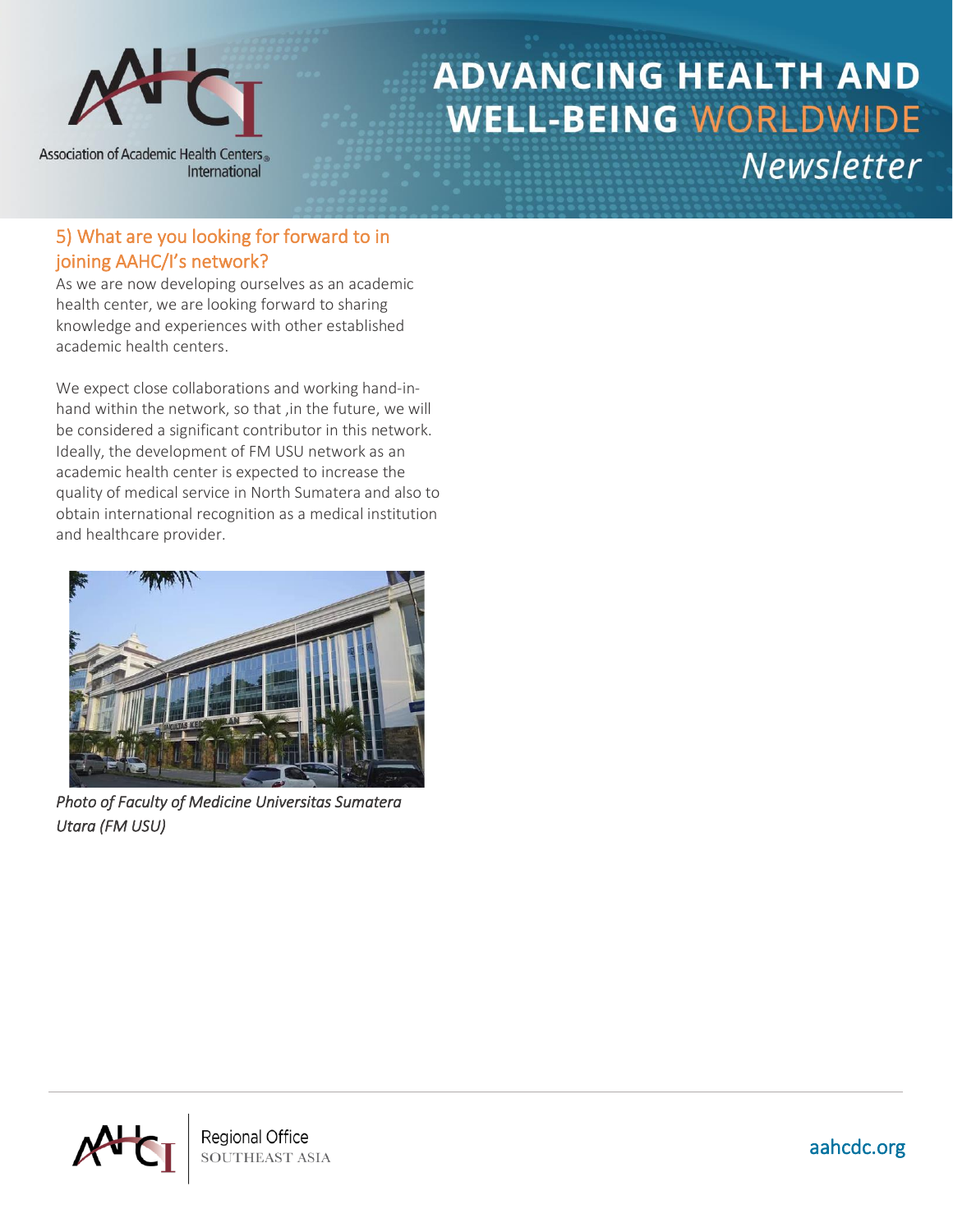## 5) What are you looking for forward to in joining AAHC/I's network?

As we are now developing ourselves as an academic health center, we are looking forward to sharing knowledge and experiences with other established academic health centers.

We expect close collaborations and working hand-in-hand within the network, so that ,in the future, we will be considered a significant contributor in this network. Ideally, the development of FM USU network as an academic health center is expected to increase the quality of medical service in North Sumatera and also to obtain international recognition as a medical institution and healthcare provider.

*Photo of Faculty of Medicine Universitas Sumatera Utara (FM USU)*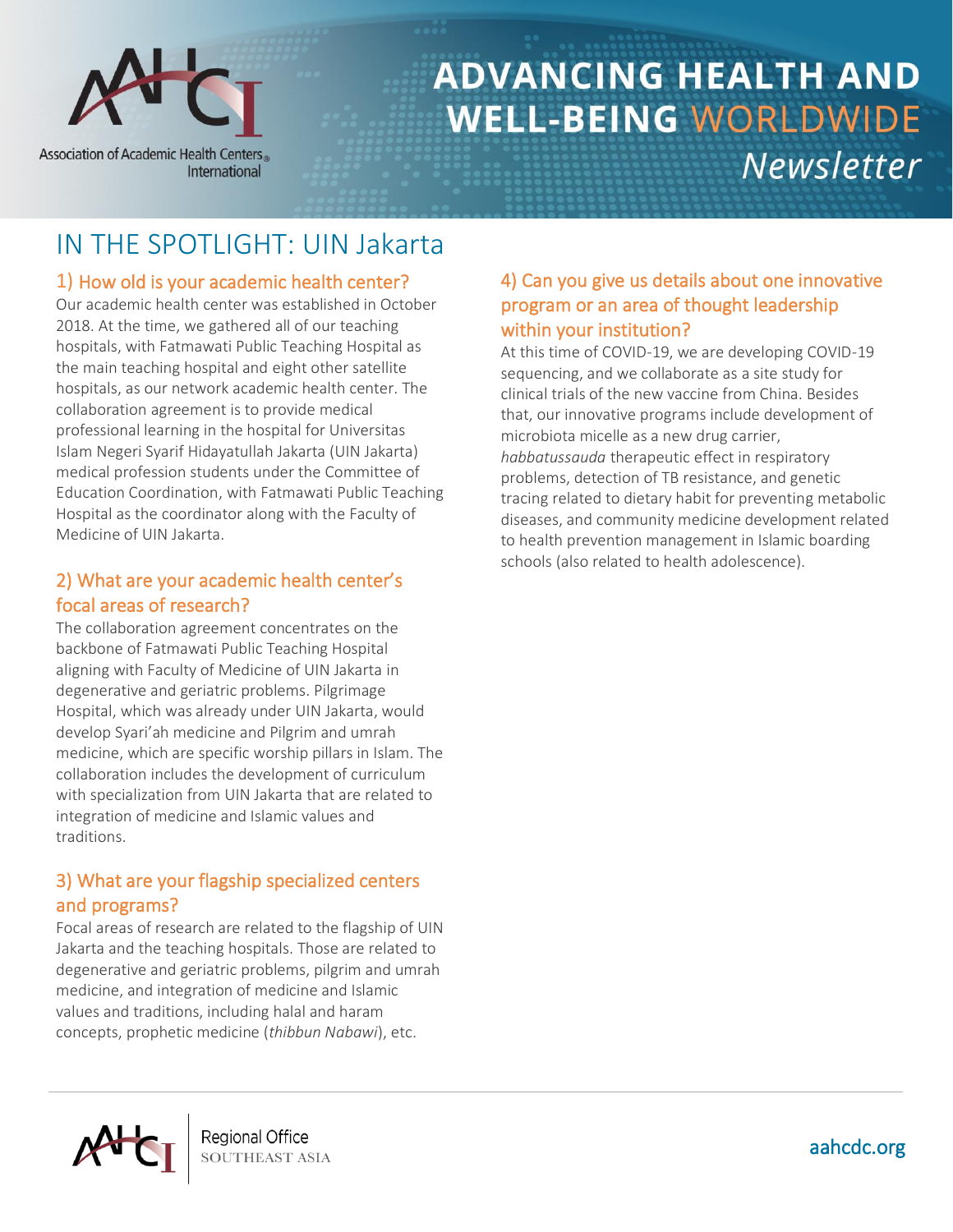# IN THE SPOTLIGHT: UIN Jakarta

## 1) How old is your academic health center?

Our academic health center was established in October 2018. At the time, we gathered all of our teaching hospitals, with Fatmawati Public Teaching Hospital as the main teaching hospital and eight other satellite hospitals, as our network academic health center. The collaboration agreement is to provide medical professional learning in the hospital for Universitas Islam Negeri Syarif Hidayatullah Jakarta (UIN Jakarta) medical profession students under the Committee of Education Coordination, with Fatmawati Public Teaching Hospital as the coordinator along with the Faculty of Medicine of UIN Jakarta.

## 2) What are your academic health center's focal areas of research?

The collaboration agreement concentrates on the backbone of Fatmawati Public Teaching Hospital aligning with Faculty of Medicine of UIN Jakarta in degenerative and geriatric problems. Pilgrimage Hospital, which was already under UIN Jakarta, would develop Syari'ah medicine and Pilgrim and umrah medicine, which are specific worship pillars in Islam. The collaboration includes the development of curriculum with specialization from UIN Jakarta that are related to integration of medicine and Islamic values and traditions.

## 3) What are your flagship specialized centers and programs?

Focal areas of research are related to the flagship of UIN Jakarta and the teaching hospitals. Those are related to degenerative and geriatric problems, pilgrim and umrah medicine, and integration of medicine and Islamic values and traditions, including halal and haram concepts, prophetic medicine (*thibbun Nabawi*), etc.

## 4) Can you give us details about one innovative program or an area of thought leadership within your institution?

At this time of COVID-19, we are developing COVID-19 sequencing, and we collaborate as a site study for clinical trials of the new vaccine from China. Besides that, our innovative programs include development of microbiota micelle as a new drug carrier, *habbatussauda* therapeutic effect in respiratory problems, detection of TB resistance, and genetic tracing related to dietary habit for preventing metabolic diseases, and community medicine development related to health prevention management in Islamic boarding schools (also related to health adolescence).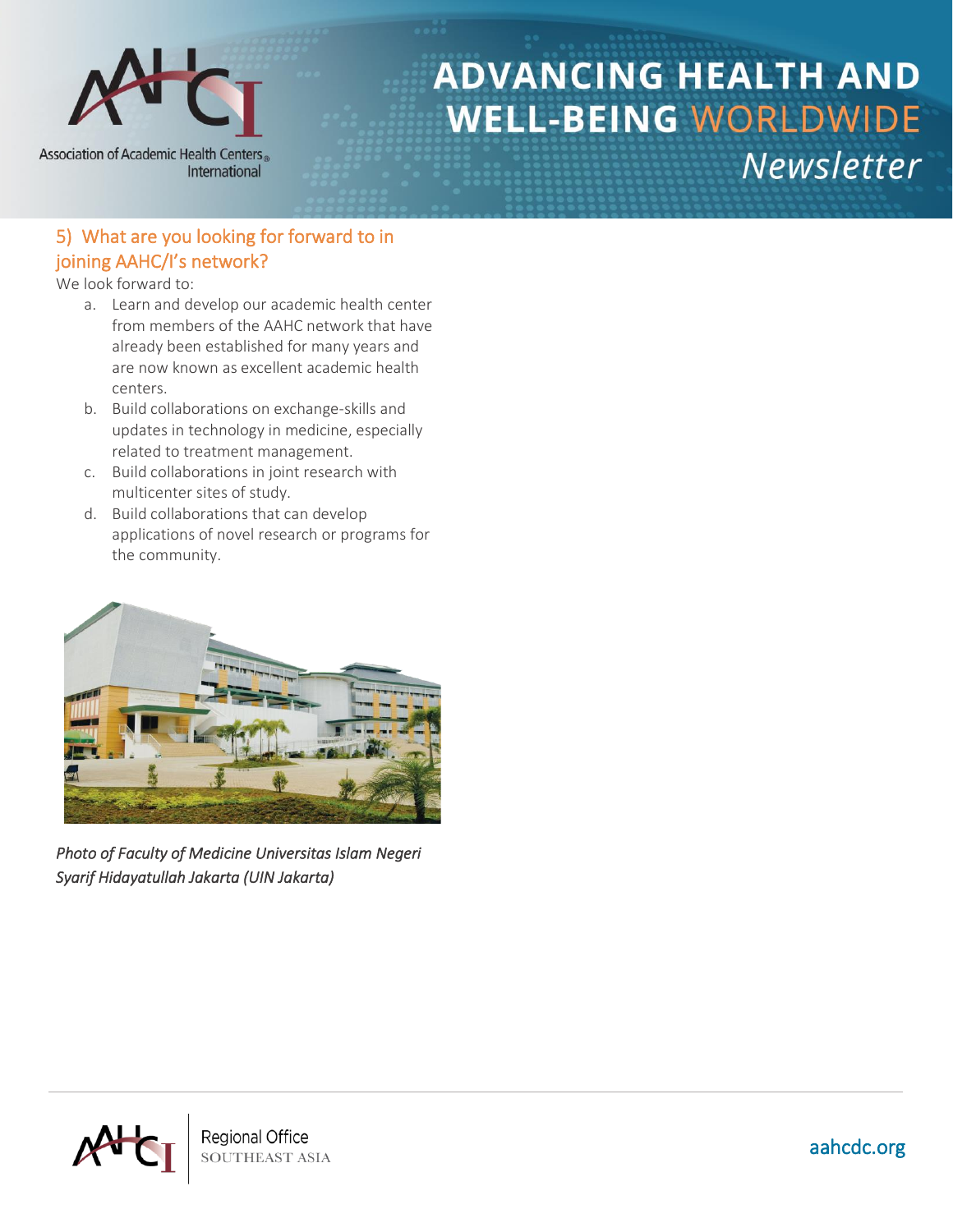## 5) What are you looking for forward to in joining AAHC/I's network?

We look forward to:

a. Learn and develop our academic health center from members of the AAHC network that have already been established for many years and are now known as excellent academic health centers.
b. Build collaborations on exchange-skills and updates in technology in medicine, especially related to treatment management.
c. Build collaborations in joint research with multicenter sites of study.
d. Build collaborations that can develop applications of novel research or programs for the community.

*Photo of Faculty of Medicine Universitas Islam Negeri Syarif Hidayatullah Jakarta (UIN Jakarta)*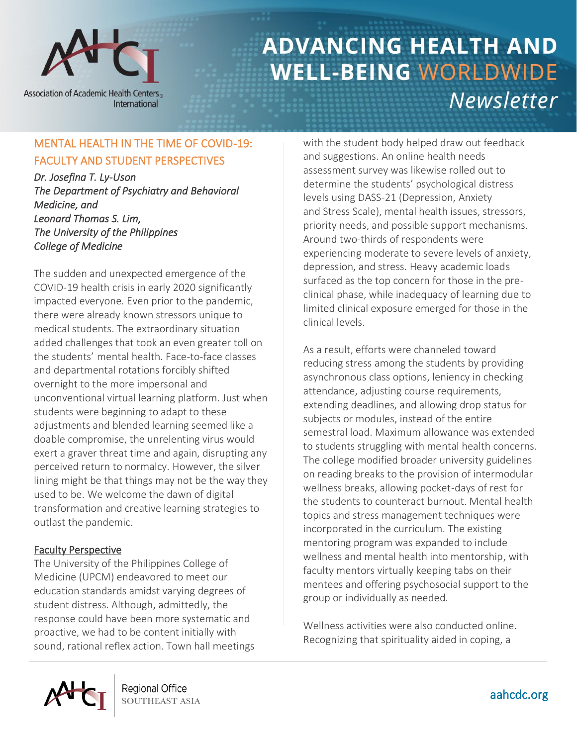## MENTAL HEALTH IN THE TIME OF COVID-19: FACULTY AND STUDENT PERSPECTIVES

*Dr. Josefina T. Ly-Uson*
*The Department of Psychiatry and Behavioral Medicine, and*
*Leonard Thomas S. Lim,*
*The University of the Philippines*
*College of Medicine*

The sudden and unexpected emergence of the COVID-19 health crisis in early 2020 significantly impacted everyone. Even prior to the pandemic, there were already known stressors unique to medical students. The extraordinary situation added challenges that took an even greater toll on the students' mental health. Face-to-face classes and departmental rotations forcibly shifted overnight to the more impersonal and unconventional virtual learning platform. Just when students were beginning to adapt to these adjustments and blended learning seemed like a doable compromise, the unrelenting virus would exert a graver threat time and again, disrupting any perceived return to normalcy. However, the silver lining might be that things may not be the way they used to be. We welcome the dawn of digital transformation and creative learning strategies to outlast the pandemic.

### Faculty Perspective

The University of the Philippines College of Medicine (UPCM) endeavored to meet our education standards amidst varying degrees of student distress. Although, admittedly, the response could have been more systematic and proactive, we had to be content initially with sound, rational reflex action. Town hall meetings with the student body helped draw out feedback and suggestions. An online health needs assessment survey was likewise rolled out to determine the students' psychological distress levels using DASS-21 (Depression, Anxiety and Stress Scale), mental health issues, stressors, priority needs, and possible support mechanisms. Around two-thirds of respondents were experiencing moderate to severe levels of anxiety, depression, and stress. Heavy academic loads surfaced as the top concern for those in the pre-clinical phase, while inadequacy of learning due to limited clinical exposure emerged for those in the clinical levels.

As a result, efforts were channeled toward reducing stress among the students by providing asynchronous class options, leniency in checking attendance, adjusting course requirements, extending deadlines, and allowing drop status for subjects or modules, instead of the entire semestral load. Maximum allowance was extended to students struggling with mental health concerns. The college modified broader university guidelines on reading breaks to the provision of intermodular wellness breaks, allowing pocket-days of rest for the students to counteract burnout. Mental health topics and stress management techniques were incorporated in the curriculum. The existing mentoring program was expanded to include wellness and mental health into mentorship, with faculty mentors virtually keeping tabs on their mentees and offering psychosocial support to the group or individually as needed.

Wellness activities were also conducted online. Recognizing that spirituality aided in coping, a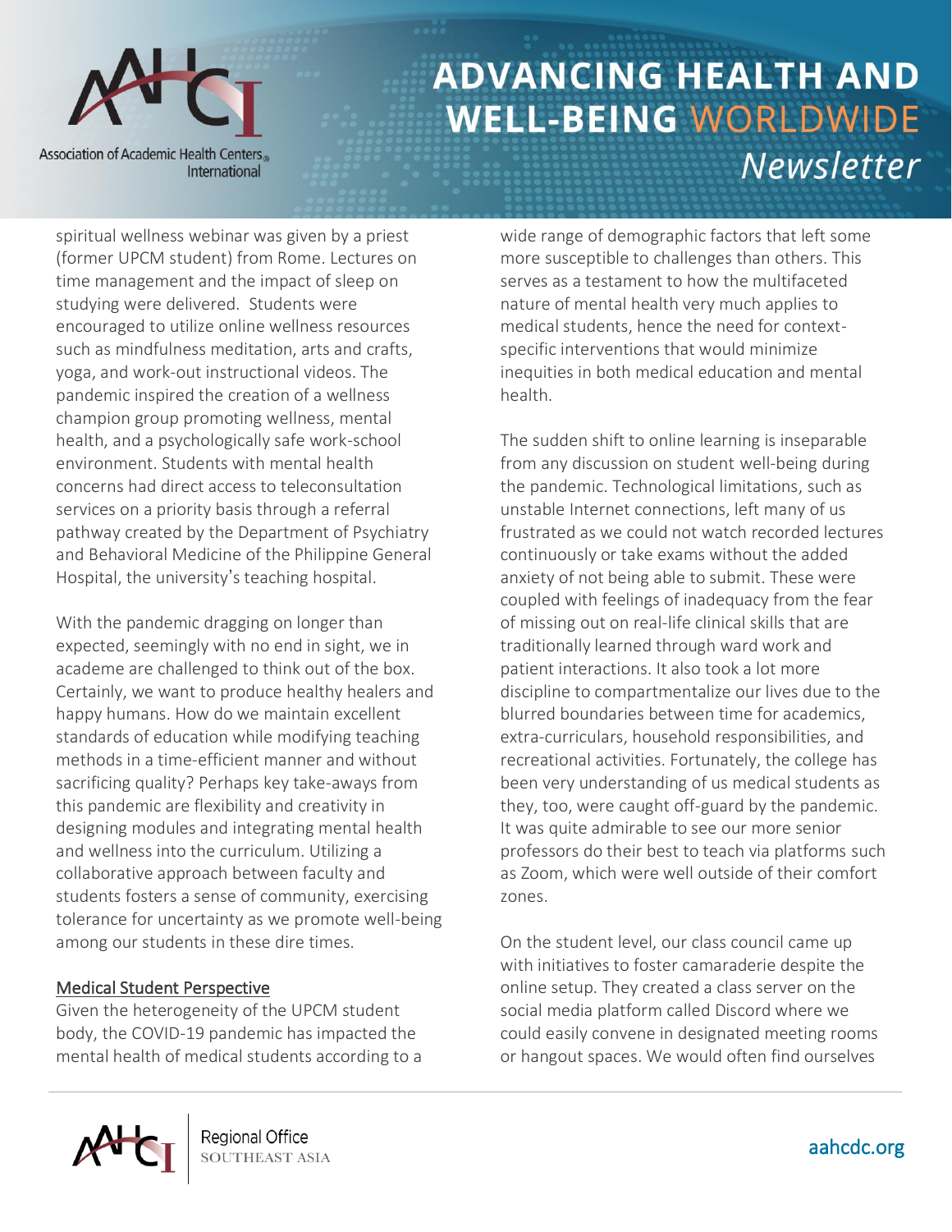spiritual wellness webinar was given by a priest (former UPCM student) from Rome. Lectures on time management and the impact of sleep on studying were delivered. Students were encouraged to utilize online wellness resources such as mindfulness meditation, arts and crafts, yoga, and work-out instructional videos. The pandemic inspired the creation of a wellness champion group promoting wellness, mental health, and a psychologically safe work-school environment. Students with mental health concerns had direct access to teleconsultation services on a priority basis through a referral pathway created by the Department of Psychiatry and Behavioral Medicine of the Philippine General Hospital, the university's teaching hospital.

With the pandemic dragging on longer than expected, seemingly with no end in sight, we in academe are challenged to think out of the box. Certainly, we want to produce healthy healers and happy humans. How do we maintain excellent standards of education while modifying teaching methods in a time-efficient manner and without sacrificing quality? Perhaps key take-aways from this pandemic are flexibility and creativity in designing modules and integrating mental health and wellness into the curriculum. Utilizing a collaborative approach between faculty and students fosters a sense of community, exercising tolerance for uncertainty as we promote well-being among our students in these dire times.

## Medical Student Perspective

Given the heterogeneity of the UPCM student body, the COVID-19 pandemic has impacted the mental health of medical students according to a wide range of demographic factors that left some more susceptible to challenges than others. This serves as a testament to how the multifaceted nature of mental health very much applies to medical students, hence the need for context-specific interventions that would minimize inequities in both medical education and mental health.

The sudden shift to online learning is inseparable from any discussion on student well-being during the pandemic. Technological limitations, such as unstable Internet connections, left many of us frustrated as we could not watch recorded lectures continuously or take exams without the added anxiety of not being able to submit. These were coupled with feelings of inadequacy from the fear of missing out on real-life clinical skills that are traditionally learned through ward work and patient interactions. It also took a lot more discipline to compartmentalize our lives due to the blurred boundaries between time for academics, extra-curriculars, household responsibilities, and recreational activities. Fortunately, the college has been very understanding of us medical students as they, too, were caught off-guard by the pandemic. It was quite admirable to see our more senior professors do their best to teach via platforms such as Zoom, which were well outside of their comfort zones.

On the student level, our class council came up with initiatives to foster camaraderie despite the online setup. They created a class server on the social media platform called Discord where we could easily convene in designated meeting rooms or hangout spaces. We would often find ourselves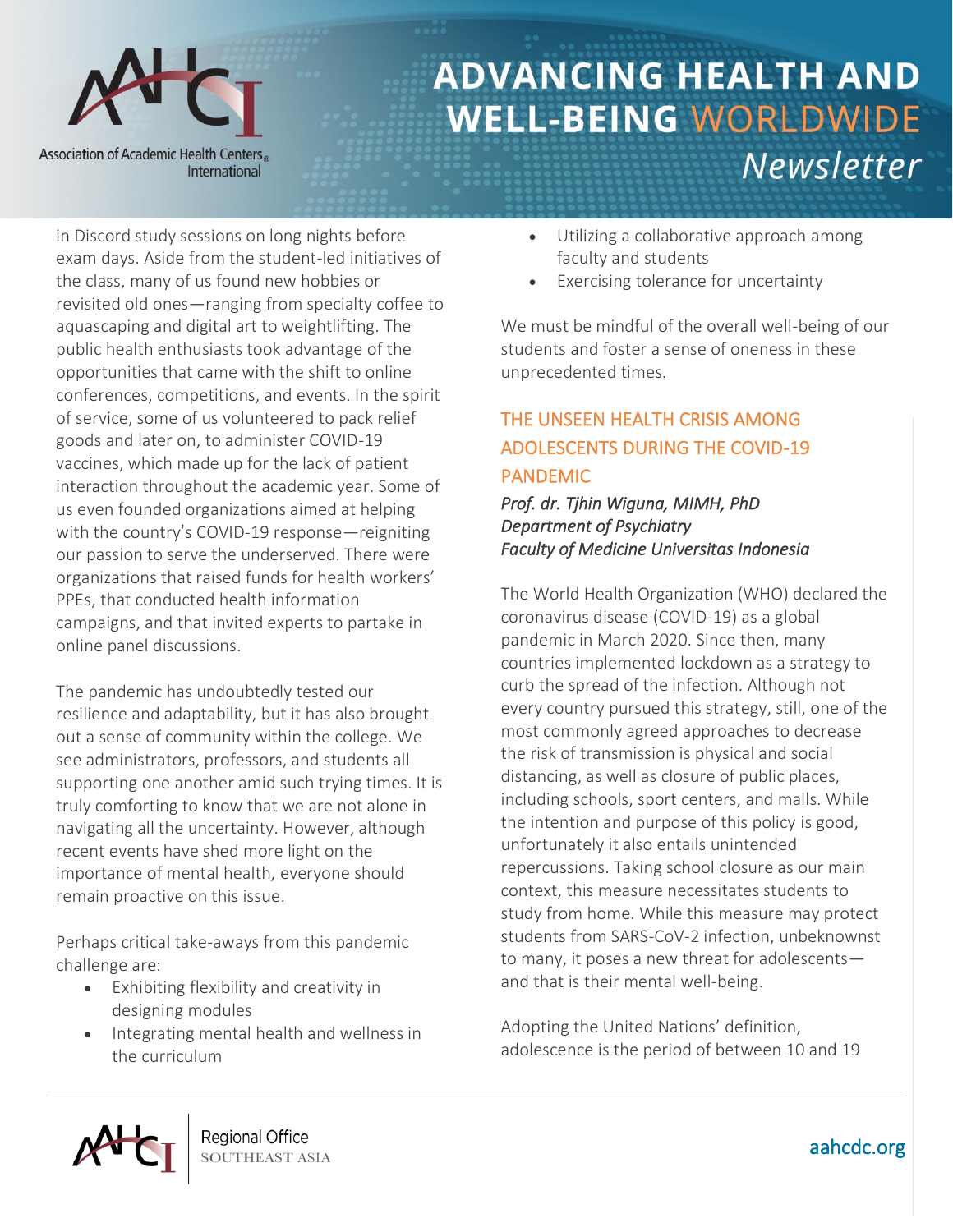in Discord study sessions on long nights before exam days. Aside from the student-led initiatives of the class, many of us found new hobbies or revisited old ones—ranging from specialty coffee to aquascaping and digital art to weightlifting. The public health enthusiasts took advantage of the opportunities that came with the shift to online conferences, competitions, and events. In the spirit of service, some of us volunteered to pack relief goods and later on, to administer COVID-19 vaccines, which made up for the lack of patient interaction throughout the academic year. Some of us even founded organizations aimed at helping with the country's COVID-19 response—reigniting our passion to serve the underserved. There were organizations that raised funds for health workers' PPEs, that conducted health information campaigns, and that invited experts to partake in online panel discussions.

The pandemic has undoubtedly tested our resilience and adaptability, but it has also brought out a sense of community within the college. We see administrators, professors, and students all supporting one another amid such trying times. It is truly comforting to know that we are not alone in navigating all the uncertainty. However, although recent events have shed more light on the importance of mental health, everyone should remain proactive on this issue.

Perhaps critical take-aways from this pandemic challenge are:

- Exhibiting flexibility and creativity in designing modules
- Integrating mental health and wellness in the curriculum
- Utilizing a collaborative approach among faculty and students
- Exercising tolerance for uncertainty

We must be mindful of the overall well-being of our students and foster a sense of oneness in these unprecedented times.

## THE UNSEEN HEALTH CRISIS AMONG ADOLESCENTS DURING THE COVID-19 PANDEMIC

*Prof. dr. Tjhin Wiguna, MIMH, PhD*
*Department of Psychiatry*
*Faculty of Medicine Universitas Indonesia*

The World Health Organization (WHO) declared the coronavirus disease (COVID-19) as a global pandemic in March 2020. Since then, many countries implemented lockdown as a strategy to curb the spread of the infection. Although not every country pursued this strategy, still, one of the most commonly agreed approaches to decrease the risk of transmission is physical and social distancing, as well as closure of public places, including schools, sport centers, and malls. While the intention and purpose of this policy is good, unfortunately it also entails unintended repercussions. Taking school closure as our main context, this measure necessitates students to study from home. While this measure may protect students from SARS-CoV-2 infection, unbeknownst to many, it poses a new threat for adolescents—and that is their mental well-being.

Adopting the United Nations' definition, adolescence is the period of between 10 and 19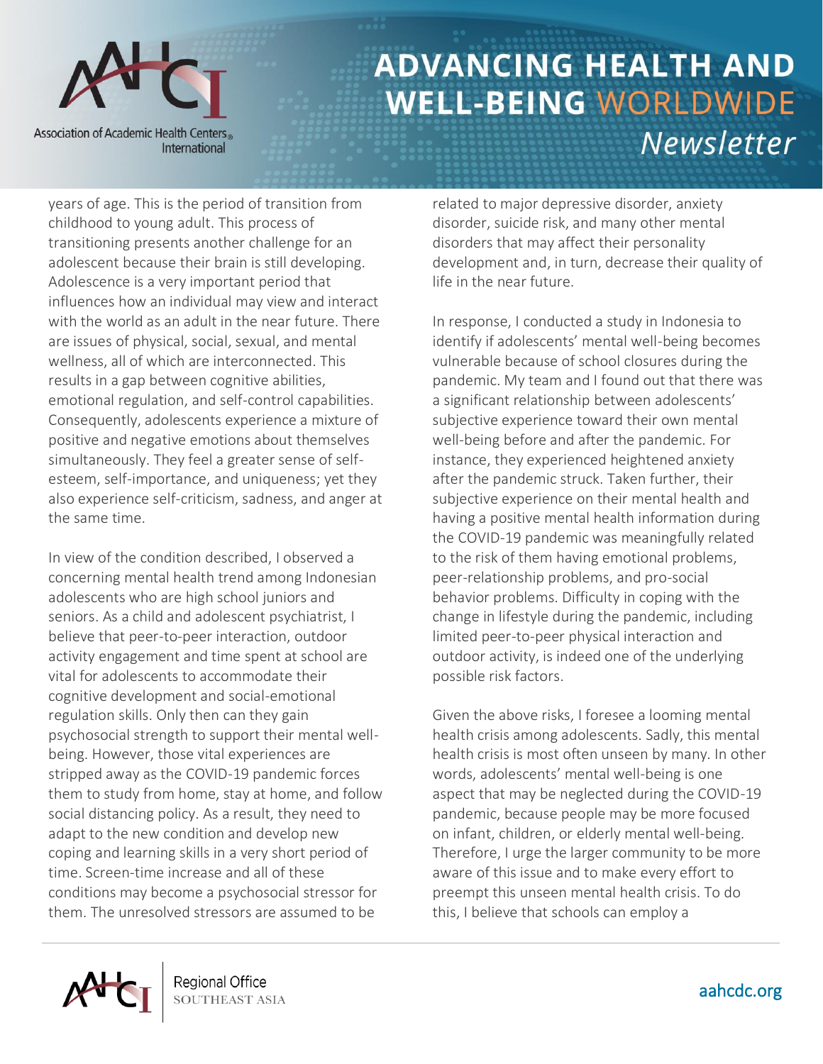years of age. This is the period of transition from childhood to young adult. This process of transitioning presents another challenge for an adolescent because their brain is still developing. Adolescence is a very important period that influences how an individual may view and interact with the world as an adult in the near future. There are issues of physical, social, sexual, and mental wellness, all of which are interconnected. This results in a gap between cognitive abilities, emotional regulation, and self-control capabilities. Consequently, adolescents experience a mixture of positive and negative emotions about themselves simultaneously. They feel a greater sense of self-esteem, self-importance, and uniqueness; yet they also experience self-criticism, sadness, and anger at the same time.

In view of the condition described, I observed a concerning mental health trend among Indonesian adolescents who are high school juniors and seniors. As a child and adolescent psychiatrist, I believe that peer-to-peer interaction, outdoor activity engagement and time spent at school are vital for adolescents to accommodate their cognitive development and social-emotional regulation skills. Only then can they gain psychosocial strength to support their mental well-being. However, those vital experiences are stripped away as the COVID-19 pandemic forces them to study from home, stay at home, and follow social distancing policy. As a result, they need to adapt to the new condition and develop new coping and learning skills in a very short period of time. Screen-time increase and all of these conditions may become a psychosocial stressor for them. The unresolved stressors are assumed to be related to major depressive disorder, anxiety disorder, suicide risk, and many other mental disorders that may affect their personality development and, in turn, decrease their quality of life in the near future.

In response, I conducted a study in Indonesia to identify if adolescents' mental well-being becomes vulnerable because of school closures during the pandemic. My team and I found out that there was a significant relationship between adolescents' subjective experience toward their own mental well-being before and after the pandemic. For instance, they experienced heightened anxiety after the pandemic struck. Taken further, their subjective experience on their mental health and having a positive mental health information during the COVID-19 pandemic was meaningfully related to the risk of them having emotional problems, peer-relationship problems, and pro-social behavior problems. Difficulty in coping with the change in lifestyle during the pandemic, including limited peer-to-peer physical interaction and outdoor activity, is indeed one of the underlying possible risk factors.

Given the above risks, I foresee a looming mental health crisis among adolescents. Sadly, this mental health crisis is most often unseen by many. In other words, adolescents' mental well-being is one aspect that may be neglected during the COVID-19 pandemic, because people may be more focused on infant, children, or elderly mental well-being. Therefore, I urge the larger community to be more aware of this issue and to make every effort to preempt this unseen mental health crisis. To do this, I believe that schools can employ a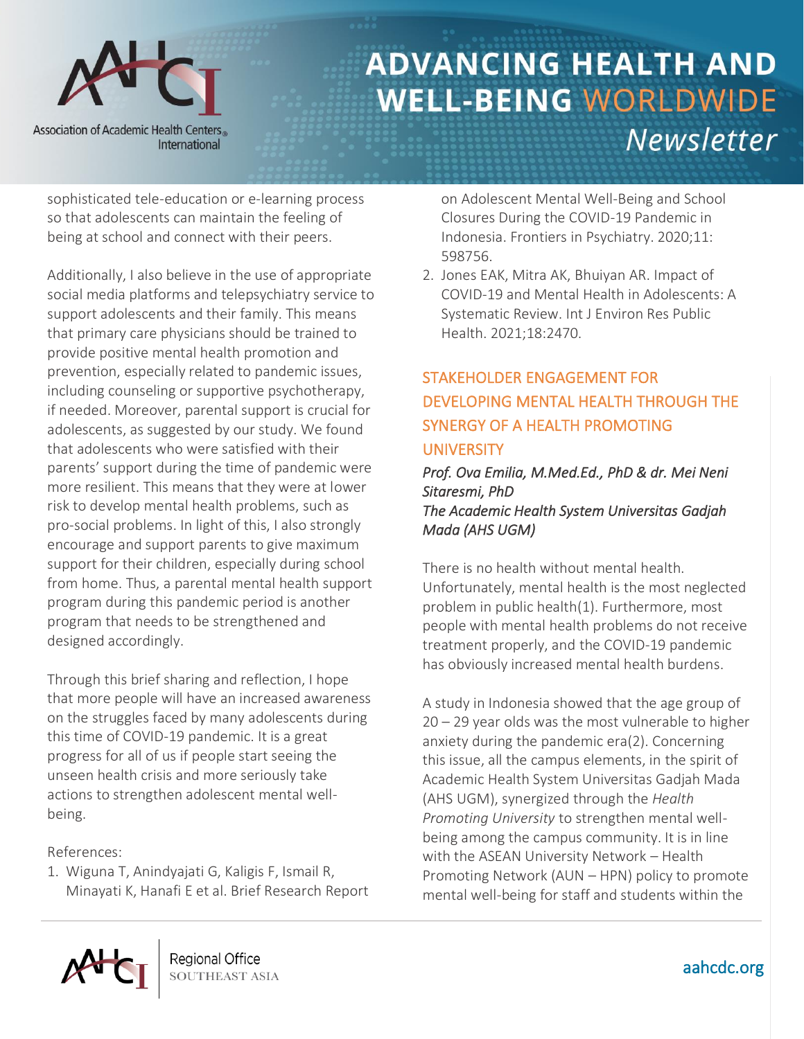sophisticated tele-education or e-learning process so that adolescents can maintain the feeling of being at school and connect with their peers.

Additionally, I also believe in the use of appropriate social media platforms and telepsychiatry service to support adolescents and their family. This means that primary care physicians should be trained to provide positive mental health promotion and prevention, especially related to pandemic issues, including counseling or supportive psychotherapy, if needed. Moreover, parental support is crucial for adolescents, as suggested by our study. We found that adolescents who were satisfied with their parents' support during the time of pandemic were more resilient. This means that they were at lower risk to develop mental health problems, such as pro-social problems. In light of this, I also strongly encourage and support parents to give maximum support for their children, especially during school from home. Thus, a parental mental health support program during this pandemic period is another program that needs to be strengthened and designed accordingly.

Through this brief sharing and reflection, I hope that more people will have an increased awareness on the struggles faced by many adolescents during this time of COVID-19 pandemic. It is a great progress for all of us if people start seeing the unseen health crisis and more seriously take actions to strengthen adolescent mental well-being.

References:

1. Wiguna T, Anindyajati G, Kaligis F, Ismail R, Minayati K, Hanafi E et al. Brief Research Report on Adolescent Mental Well-Being and School Closures During the COVID-19 Pandemic in Indonesia. Frontiers in Psychiatry. 2020;11: 598756.
2. Jones EAK, Mitra AK, Bhuiyan AR. Impact of COVID-19 and Mental Health in Adolescents: A Systematic Review. Int J Environ Res Public Health. 2021;18:2470.

## STAKEHOLDER ENGAGEMENT FOR DEVELOPING MENTAL HEALTH THROUGH THE SYNERGY OF A HEALTH PROMOTING UNIVERSITY

*Prof. Ova Emilia, M.Med.Ed., PhD & dr. Mei Neni Sitaresmi, PhD*
*The Academic Health System Universitas Gadjah Mada (AHS UGM)*

There is no health without mental health. Unfortunately, mental health is the most neglected problem in public health(1). Furthermore, most people with mental health problems do not receive treatment properly, and the COVID-19 pandemic has obviously increased mental health burdens.

A study in Indonesia showed that the age group of 20 – 29 year olds was the most vulnerable to higher anxiety during the pandemic era(2). Concerning this issue, all the campus elements, in the spirit of Academic Health System Universitas Gadjah Mada (AHS UGM), synergized through the *Health Promoting University* to strengthen mental well-being among the campus community. It is in line with the ASEAN University Network – Health Promoting Network (AUN – HPN) policy to promote mental well-being for staff and students within the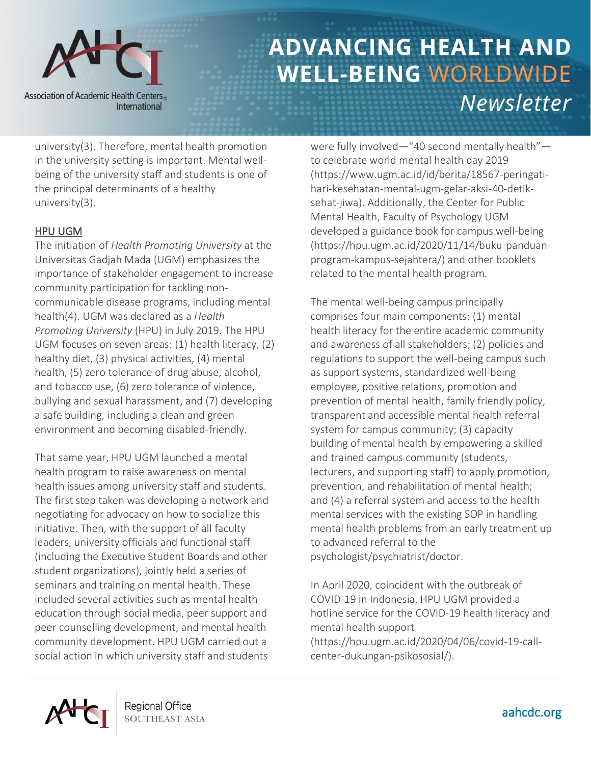university(3). Therefore, mental health promotion in the university setting is important. Mental well-being of the university staff and students is one of the principal determinants of a healthy university(3).

## HPU UGM

The initiation of *Health Promoting University* at the Universitas Gadjah Mada (UGM) emphasizes the importance of stakeholder engagement to increase community participation for tackling non-communicable disease programs, including mental health(4). UGM was declared as a *Health Promoting University* (HPU) in July 2019. The HPU UGM focuses on seven areas: (1) health literacy, (2) healthy diet, (3) physical activities, (4) mental health, (5) zero tolerance of drug abuse, alcohol, and tobacco use, (6) zero tolerance of violence, bullying and sexual harassment, and (7) developing a safe building, including a clean and green environment and becoming disabled-friendly.

That same year, HPU UGM launched a mental health program to raise awareness on mental health issues among university staff and students. The first step taken was developing a network and negotiating for advocacy on how to socialize this initiative. Then, with the support of all faculty leaders, university officials and functional staff (including the Executive Student Boards and other student organizations), jointly held a series of seminars and training on mental health. These included several activities such as mental health education through social media, peer support and peer counselling development, and mental health community development. HPU UGM carried out a social action in which university staff and students were fully involved—"40 second mentally health"—to celebrate world mental health day 2019 (https://www.ugm.ac.id/id/berita/18567-peringati-hari-kesehatan-mental-ugm-gelar-aksi-40-detik-sehat-jiwa). Additionally, the Center for Public Mental Health, Faculty of Psychology UGM developed a guidance book for campus well-being (https://hpu.ugm.ac.id/2020/11/14/buku-panduan-program-kampus-sejahtera/) and other booklets related to the mental health program.

The mental well-being campus principally comprises four main components: (1) mental health literacy for the entire academic community and awareness of all stakeholders; (2) policies and regulations to support the well-being campus such as support systems, standardized well-being employee, positive relations, promotion and prevention of mental health, family friendly policy, transparent and accessible mental health referral system for campus community; (3) capacity building of mental health by empowering a skilled and trained campus community (students, lecturers, and supporting staff) to apply promotion, prevention, and rehabilitation of mental health; and (4) a referral system and access to the health mental services with the existing SOP in handling mental health problems from an early treatment up to advanced referral to the psychologist/psychiatrist/doctor.

In April 2020, coincident with the outbreak of COVID-19 in Indonesia, HPU UGM provided a hotline service for the COVID-19 health literacy and mental health support (https://hpu.ugm.ac.id/2020/04/06/covid-19-call-center-dukungan-psikososial/).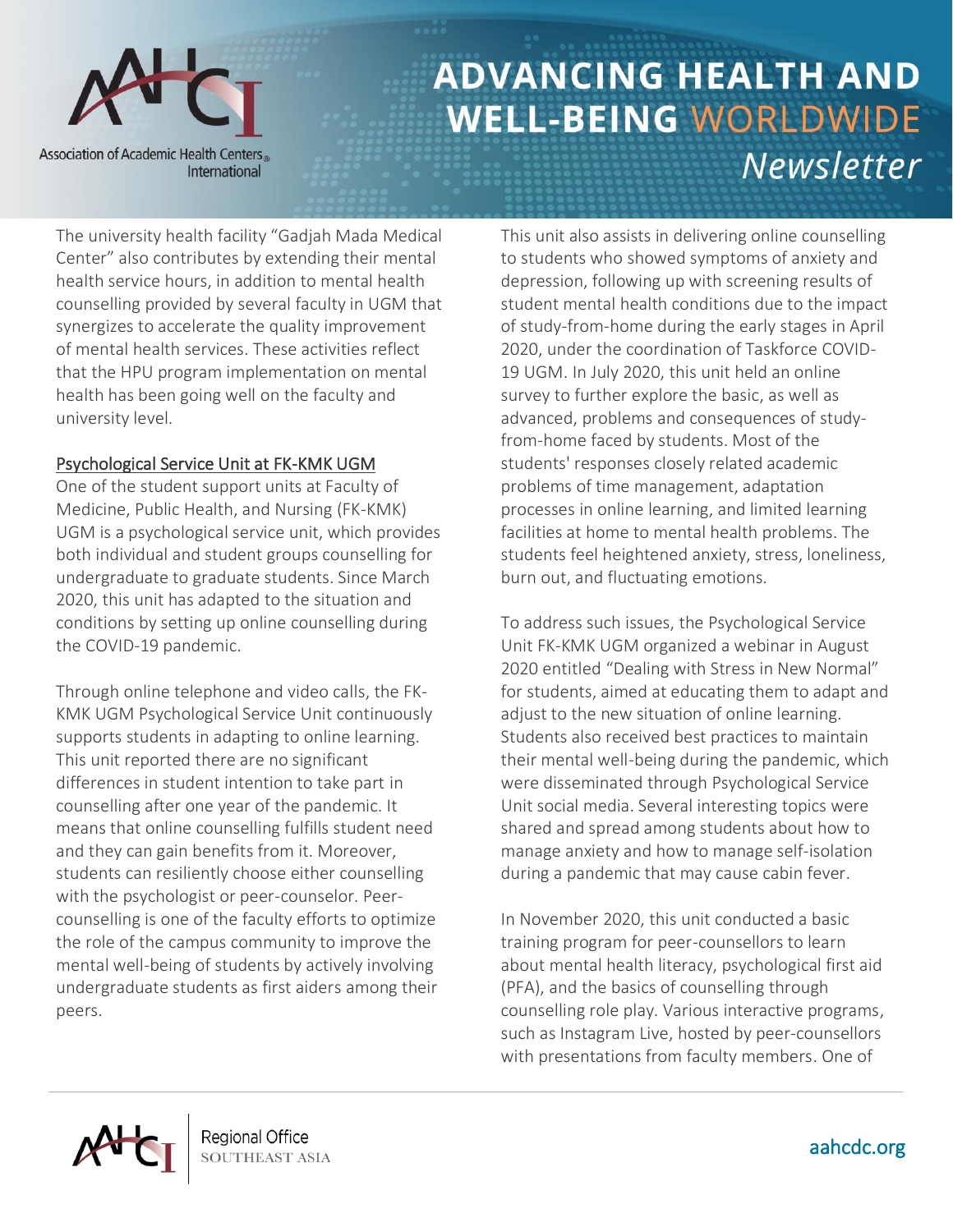The university health facility "Gadjah Mada Medical Center" also contributes by extending their mental health service hours, in addition to mental health counselling provided by several faculty in UGM that synergizes to accelerate the quality improvement of mental health services. These activities reflect that the HPU program implementation on mental health has been going well on the faculty and university level.

### Psychological Service Unit at FK-KMK UGM

One of the student support units at Faculty of Medicine, Public Health, and Nursing (FK-KMK) UGM is a psychological service unit, which provides both individual and student groups counselling for undergraduate to graduate students. Since March 2020, this unit has adapted to the situation and conditions by setting up online counselling during the COVID-19 pandemic.

Through online telephone and video calls, the FK-KMK UGM Psychological Service Unit continuously supports students in adapting to online learning. This unit reported there are no significant differences in student intention to take part in counselling after one year of the pandemic. It means that online counselling fulfills student need and they can gain benefits from it. Moreover, students can resiliently choose either counselling with the psychologist or peer-counselor. Peer-counselling is one of the faculty efforts to optimize the role of the campus community to improve the mental well-being of students by actively involving undergraduate students as first aiders among their peers.

This unit also assists in delivering online counselling to students who showed symptoms of anxiety and depression, following up with screening results of student mental health conditions due to the impact of study-from-home during the early stages in April 2020, under the coordination of Taskforce COVID-19 UGM. In July 2020, this unit held an online survey to further explore the basic, as well as advanced, problems and consequences of study-from-home faced by students. Most of the students' responses closely related academic problems of time management, adaptation processes in online learning, and limited learning facilities at home to mental health problems. The students feel heightened anxiety, stress, loneliness, burn out, and fluctuating emotions.

To address such issues, the Psychological Service Unit FK-KMK UGM organized a webinar in August 2020 entitled "Dealing with Stress in New Normal" for students, aimed at educating them to adapt and adjust to the new situation of online learning. Students also received best practices to maintain their mental well-being during the pandemic, which were disseminated through Psychological Service Unit social media. Several interesting topics were shared and spread among students about how to manage anxiety and how to manage self-isolation during a pandemic that may cause cabin fever.

In November 2020, this unit conducted a basic training program for peer-counsellors to learn about mental health literacy, psychological first aid (PFA), and the basics of counselling through counselling role play. Various interactive programs, such as Instagram Live, hosted by peer-counsellors with presentations from faculty members. One of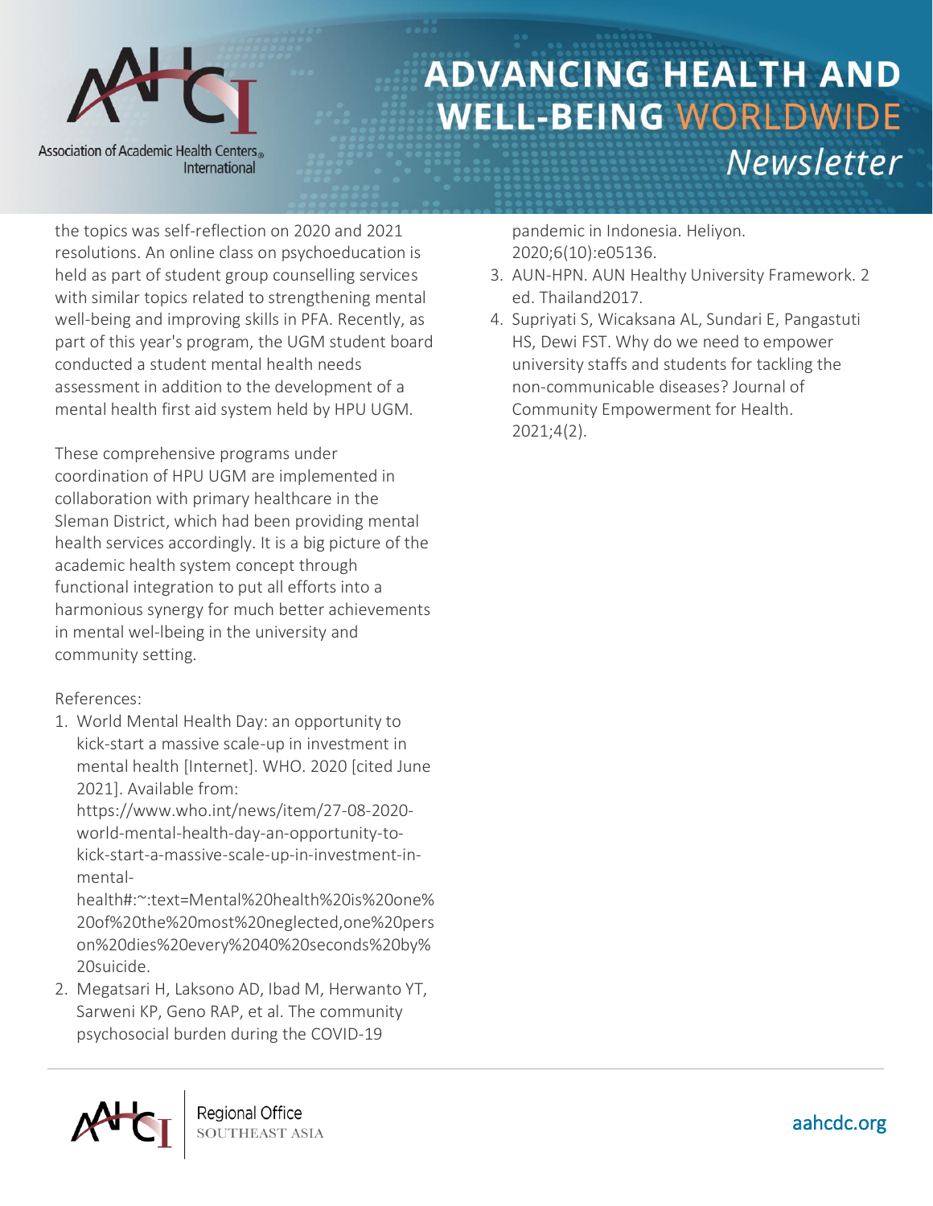the topics was self-reflection on 2020 and 2021 resolutions. An online class on psychoeducation is held as part of student group counselling services with similar topics related to strengthening mental well-being and improving skills in PFA. Recently, as part of this year's program, the UGM student board conducted a student mental health needs assessment in addition to the development of a mental health first aid system held by HPU UGM.

These comprehensive programs under coordination of HPU UGM are implemented in collaboration with primary healthcare in the Sleman District, which had been providing mental health services accordingly. It is a big picture of the academic health system concept through functional integration to put all efforts into a harmonious synergy for much better achievements in mental wel-lbeing in the university and community setting.

References:

1. World Mental Health Day: an opportunity to kick-start a massive scale-up in investment in mental health [Internet]. WHO. 2020 [cited June 2021]. Available from: https://www.who.int/news/item/27-08-2020-world-mental-health-day-an-opportunity-to-kick-start-a-massive-scale-up-in-investment-in-mental-health#:~:text=Mental%20health%20is%20one%20of%20the%20most%20neglected,one%20person%20dies%20every%2040%20seconds%20by%20suicide.
2. Megatsari H, Laksono AD, Ibad M, Herwanto YT, Sarweni KP, Geno RAP, et al. The community psychosocial burden during the COVID-19 pandemic in Indonesia. Heliyon. 2020;6(10):e05136.
3. AUN-HPN. AUN Healthy University Framework. 2 ed. Thailand2017.
4. Supriyati S, Wicaksana AL, Sundari E, Pangastuti HS, Dewi FST. Why do we need to empower university staffs and students for tackling the non-communicable diseases? Journal of Community Empowerment for Health. 2021;4(2).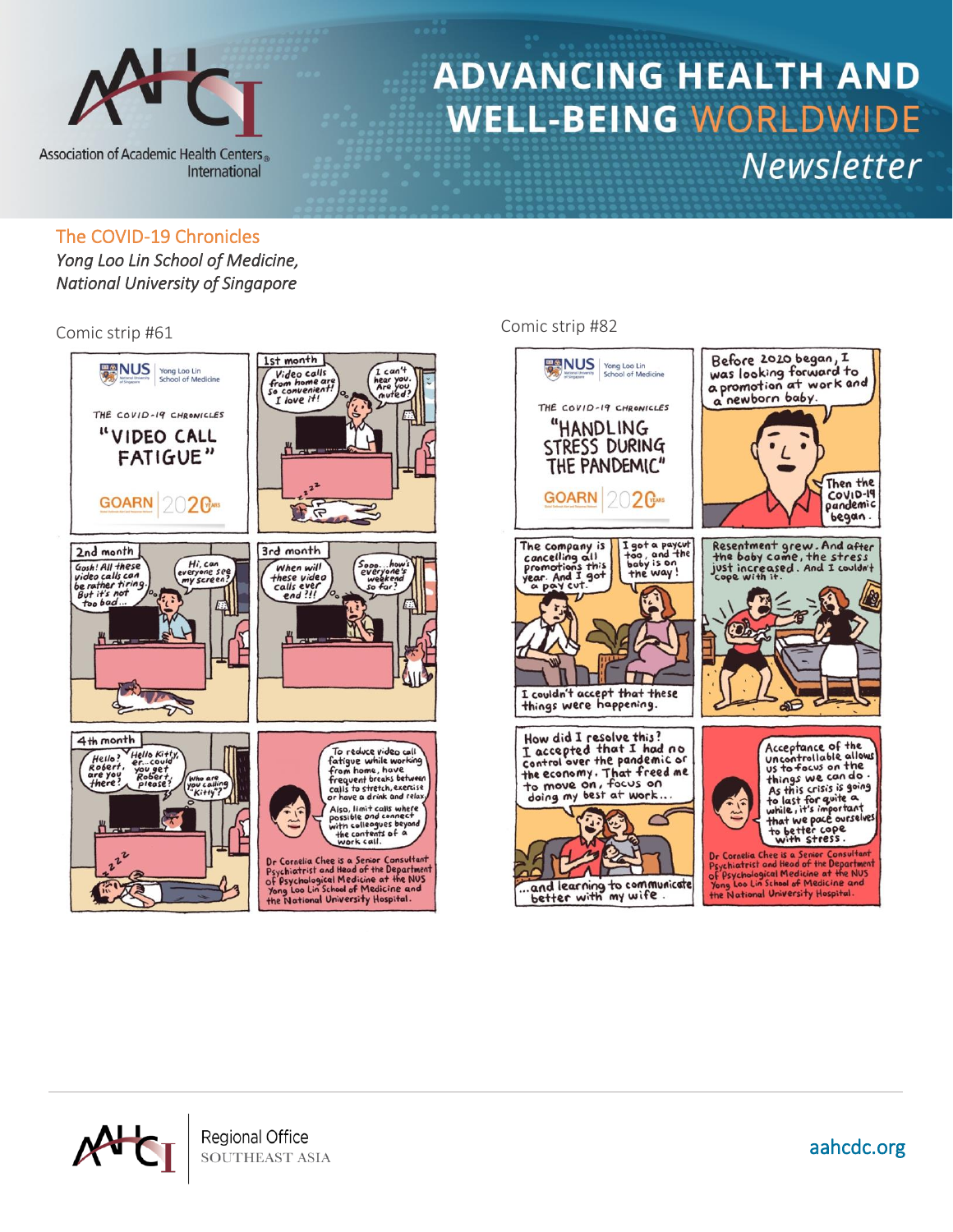# ADVANCING HEALTH AND WELL-BEING WORLDWIDE *Newsletter*

## The COVID-19 Chronicles

*Yong Loo Lin School of Medicine, National University of Singapore*

Comic strip #61

Comic strip #82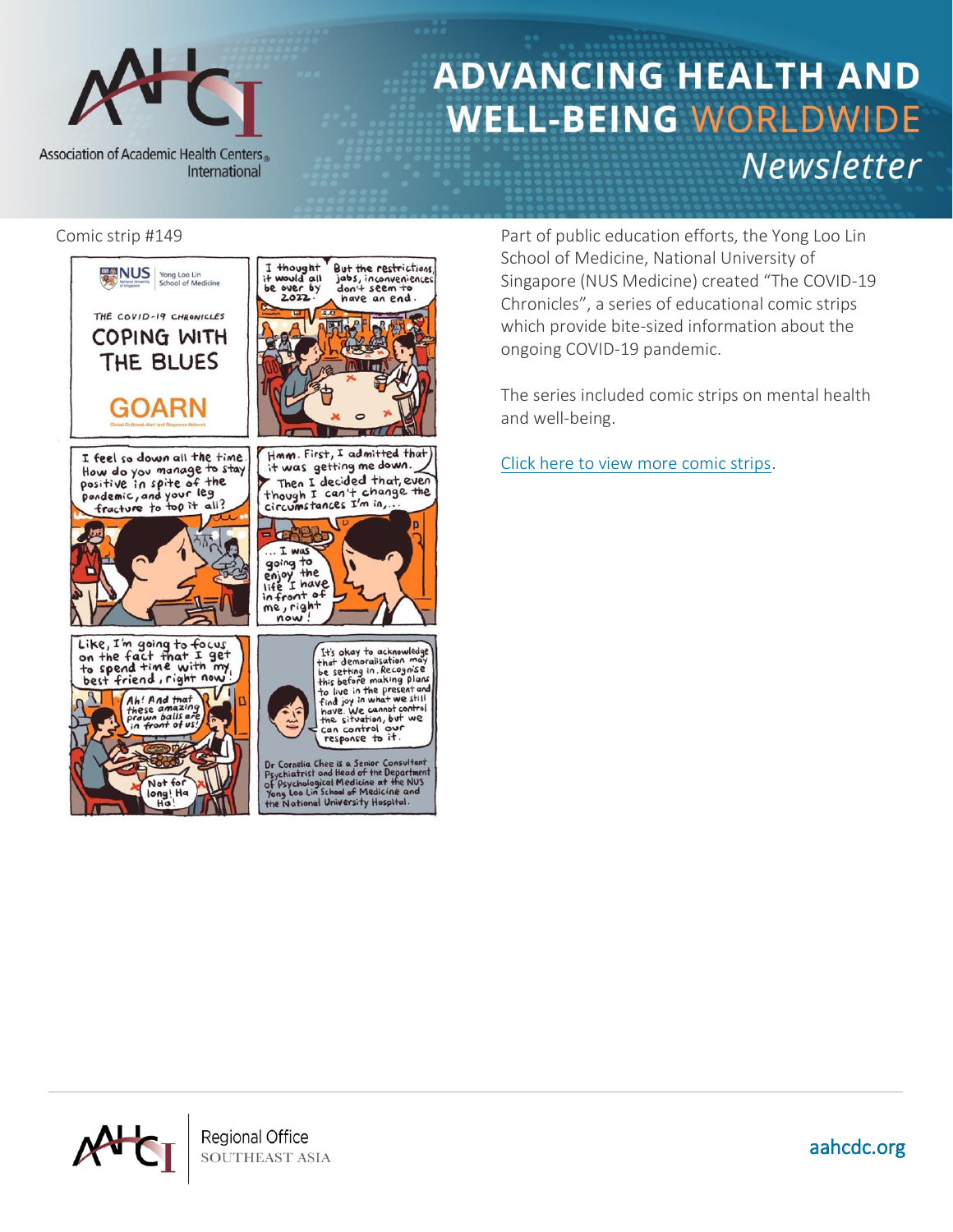Comic strip #149

Part of public education efforts, the Yong Loo Lin School of Medicine, National University of Singapore (NUS Medicine) created "The COVID-19 Chronicles", a series of educational comic strips which provide bite-sized information about the ongoing COVID-19 pandemic.

The series included comic strips on mental health and well-being.

Click here to view more comic strips.